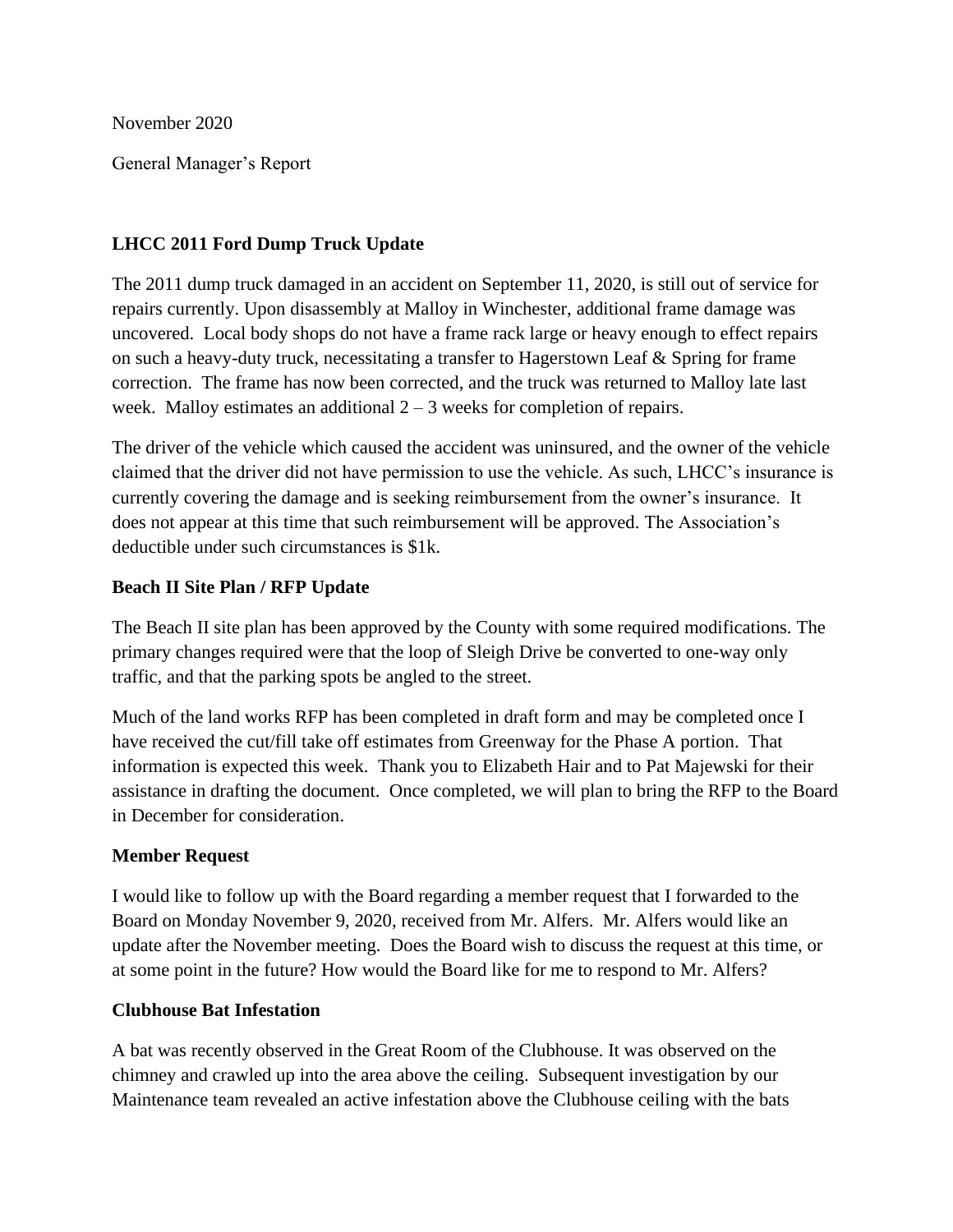November 2020

General Manager's Report

**LHCC 2011 Ford Dump Truck Update**

The 2011 dump truck damaged in an accident on September 11, 2020, is still out of service for repairs currently. Upon disassembly at Malloy in Winchester, additional frame damage was uncovered. Local body shops do not have a frame rack large or heavy enough to effect repairs on such a heavy-duty truck, necessitating a transfer to Hagerstown Leaf & Spring for frame correction. The frame has now been corrected, and the truck was returned to Malloy late last week. Malloy estimates an additional 2 – 3 weeks for completion of repairs.

The driver of the vehicle which caused the accident was uninsured, and the owner of the vehicle claimed that the driver did not have permission to use the vehicle. As such, LHCC's insurance is currently covering the damage and is seeking reimbursement from the owner's insurance. It does not appear at this time that such reimbursement will be approved. The Association's deductible under such circumstances is $1k.

**Beach II Site Plan / RFP Update**

The Beach II site plan has been approved by the County with some required modifications. The primary changes required were that the loop of Sleigh Drive be converted to one-way only traffic, and that the parking spots be angled to the street.

Much of the land works RFP has been completed in draft form and may be completed once I have received the cut/fill take off estimates from Greenway for the Phase A portion. That information is expected this week. Thank you to Elizabeth Hair and to Pat Majewski for their assistance in drafting the document. Once completed, we will plan to bring the RFP to the Board in December for consideration.

**Member Request**

I would like to follow up with the Board regarding a member request that I forwarded to the Board on Monday November 9, 2020, received from Mr. Alfers. Mr. Alfers would like an update after the November meeting. Does the Board wish to discuss the request at this time, or at some point in the future? How would the Board like for me to respond to Mr. Alfers?

**Clubhouse Bat Infestation**

A bat was recently observed in the Great Room of the Clubhouse. It was observed on the chimney and crawled up into the area above the ceiling. Subsequent investigation by our Maintenance team revealed an active infestation above the Clubhouse ceiling with the bats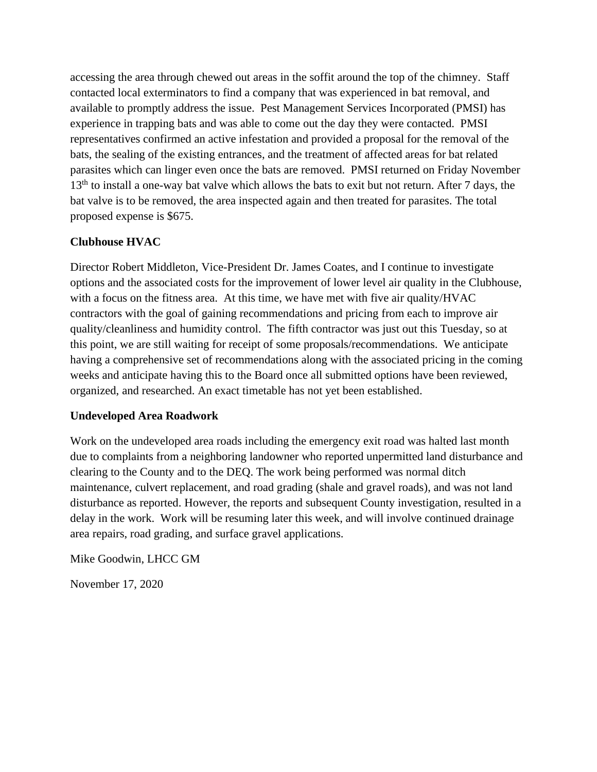accessing the area through chewed out areas in the soffit around the top of the chimney. Staff contacted local exterminators to find a company that was experienced in bat removal, and available to promptly address the issue. Pest Management Services Incorporated (PMSI) has experience in trapping bats and was able to come out the day they were contacted. PMSI representatives confirmed an active infestation and provided a proposal for the removal of the bats, the sealing of the existing entrances, and the treatment of affected areas for bat related parasites which can linger even once the bats are removed. PMSI returned on Friday November 13th to install a one-way bat valve which allows the bats to exit but not return. After 7 days, the bat valve is to be removed, the area inspected again and then treated for parasites. The total proposed expense is $675.

**Clubhouse HVAC**

Director Robert Middleton, Vice-President Dr. James Coates, and I continue to investigate options and the associated costs for the improvement of lower level air quality in the Clubhouse, with a focus on the fitness area. At this time, we have met with five air quality/HVAC contractors with the goal of gaining recommendations and pricing from each to improve air quality/cleanliness and humidity control. The fifth contractor was just out this Tuesday, so at this point, we are still waiting for receipt of some proposals/recommendations. We anticipate having a comprehensive set of recommendations along with the associated pricing in the coming weeks and anticipate having this to the Board once all submitted options have been reviewed, organized, and researched. An exact timetable has not yet been established.

**Undeveloped Area Roadwork**

Work on the undeveloped area roads including the emergency exit road was halted last month due to complaints from a neighboring landowner who reported unpermitted land disturbance and clearing to the County and to the DEQ. The work being performed was normal ditch maintenance, culvert replacement, and road grading (shale and gravel roads), and was not land disturbance as reported. However, the reports and subsequent County investigation, resulted in a delay in the work. Work will be resuming later this week, and will involve continued drainage area repairs, road grading, and surface gravel applications.

Mike Goodwin, LHCC GM

November 17, 2020